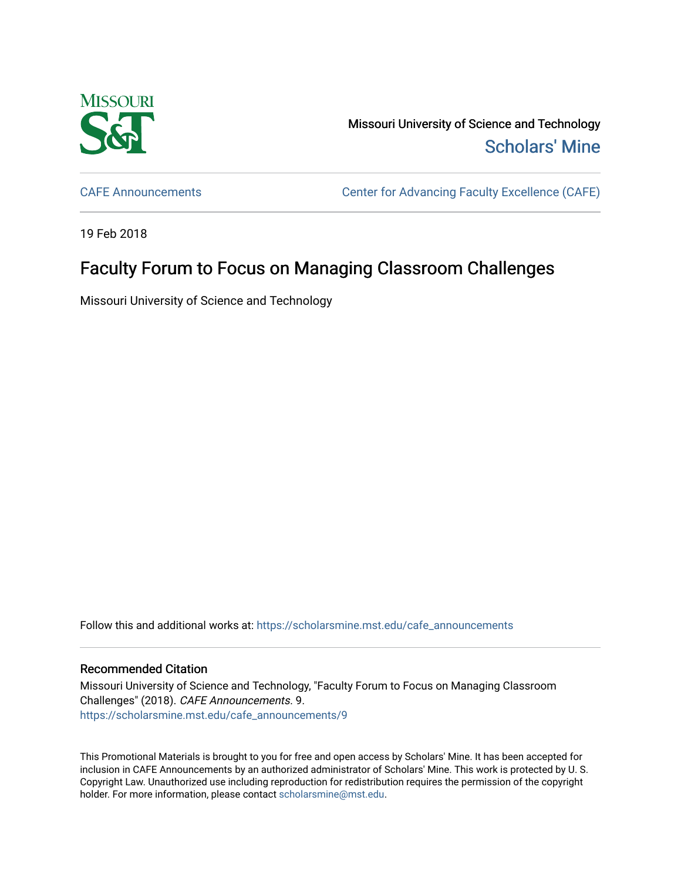Missouri University of Science and Technology

Scholars' Mine

CAFE Announcements

Center for Advancing Faculty Excellence (CAFE)

19 Feb 2018

# Faculty Forum to Focus on Managing Classroom Challenges

Missouri University of Science and Technology

Follow this and additional works at: https://scholarsmine.mst.edu/cafe_announcements

## Recommended Citation

Missouri University of Science and Technology, "Faculty Forum to Focus on Managing Classroom Challenges" (2018). *CAFE Announcements*. 9.
https://scholarsmine.mst.edu/cafe_announcements/9

This Promotional Materials is brought to you for free and open access by Scholars' Mine. It has been accepted for inclusion in CAFE Announcements by an authorized administrator of Scholars' Mine. This work is protected by U. S. Copyright Law. Unauthorized use including reproduction for redistribution requires the permission of the copyright holder. For more information, please contact scholarsmine@mst.edu.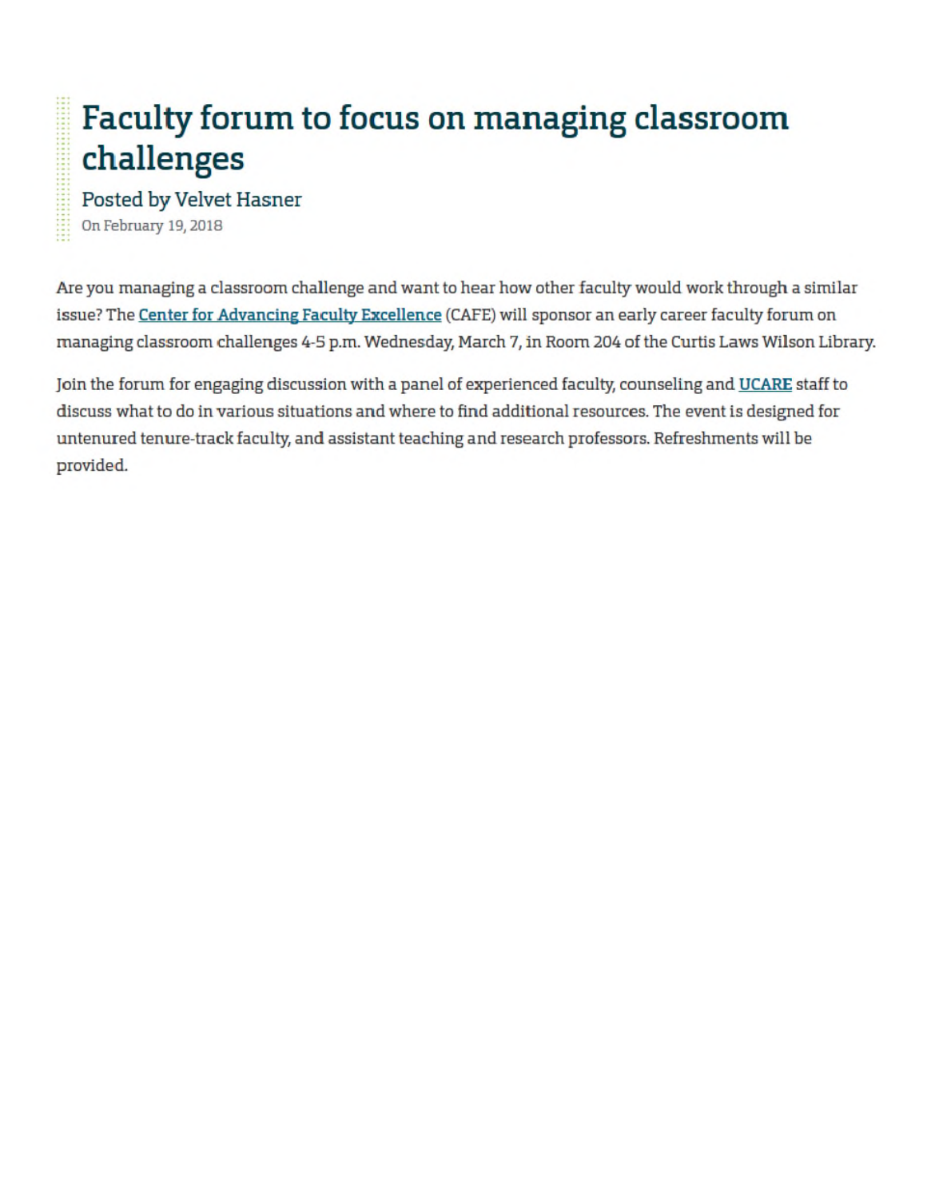# Faculty forum to focus on managing classroom challenges

Posted by Velvet Hasner

On February 19, 2018

Are you managing a classroom challenge and want to hear how other faculty would work through a similar issue? The Center for Advancing Faculty Excellence (CAFE) will sponsor an early career faculty forum on managing classroom challenges 4-5 p.m. Wednesday, March 7, in Room 204 of the Curtis Laws Wilson Library.

Join the forum for engaging discussion with a panel of experienced faculty, counseling and UCARE staff to discuss what to do in various situations and where to find additional resources. The event is designed for untenured tenure-track faculty, and assistant teaching and research professors. Refreshments will be provided.